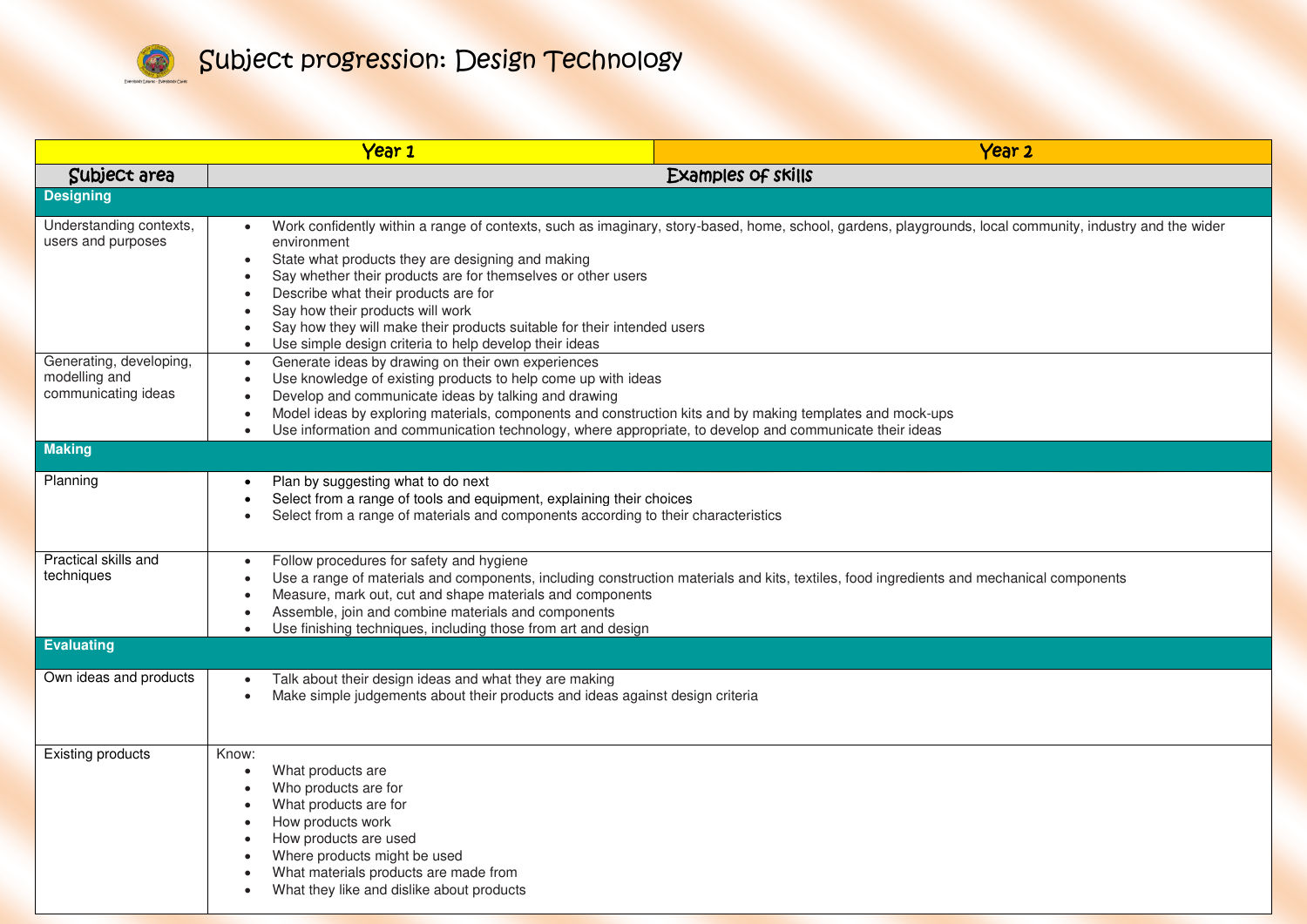# Subject progression: Design Technology

| | Year 1 | Year 2 |
|---|---|---|
| **Subject area** | **Examples of skills** | |
| **Designing** | | |
| Understanding contexts, users and purposes | • Work confidently within a range of contexts, such as imaginary, story-based, home, school, gardens, playgrounds, local community, industry and the wider environment<br>• State what products they are designing and making<br>• Say whether their products are for themselves or other users<br>• Describe what their products are for<br>• Say how their products will work<br>• Say how they will make their products suitable for their intended users<br>• Use simple design criteria to help develop their ideas | |
| Generating, developing, modelling and communicating ideas | • Generate ideas by drawing on their own experiences<br>• Use knowledge of existing products to help come up with ideas<br>• Develop and communicate ideas by talking and drawing<br>• Model ideas by exploring materials, components and construction kits and by making templates and mock-ups<br>• Use information and communication technology, where appropriate, to develop and communicate their ideas | |
| **Making** | | |
| Planning | • Plan by suggesting what to do next<br>• Select from a range of tools and equipment, explaining their choices<br>• Select from a range of materials and components according to their characteristics | |
| Practical skills and techniques | • Follow procedures for safety and hygiene<br>• Use a range of materials and components, including construction materials and kits, textiles, food ingredients and mechanical components<br>• Measure, mark out, cut and shape materials and components<br>• Assemble, join and combine materials and components<br>• Use finishing techniques, including those from art and design | |
| **Evaluating** | | |
| Own ideas and products | • Talk about their design ideas and what they are making<br>• Make simple judgements about their products and ideas against design criteria | |
| Existing products | Know:<br>• What products are<br>• Who products are for<br>• What products are for<br>• How products work<br>• How products are used<br>• Where products might be used<br>• What materials products are made from<br>• What they like and dislike about products | |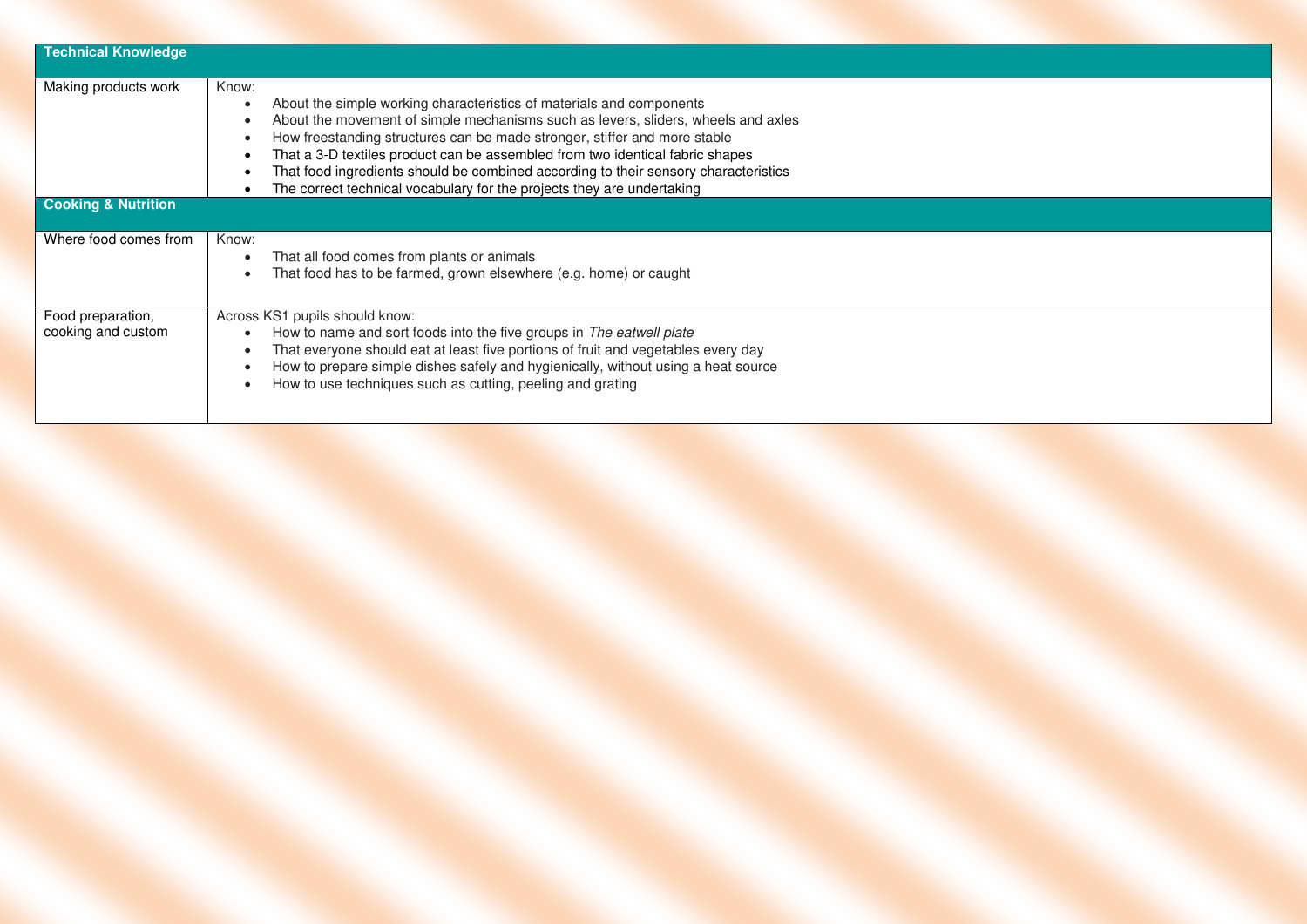| Technical Knowledge | |
|---|---|
| Making products work | Know:<br>• About the simple working characteristics of materials and components<br>• About the movement of simple mechanisms such as levers, sliders, wheels and axles<br>• How freestanding structures can be made stronger, stiffer and more stable<br>• That a 3-D textiles product can be assembled from two identical fabric shapes<br>• That food ingredients should be combined according to their sensory characteristics<br>• The correct technical vocabulary for the projects they are undertaking |
| **Cooking & Nutrition** | |
| Where food comes from | Know:<br>• That all food comes from plants or animals<br>• That food has to be farmed, grown elsewhere (e.g. home) or caught |
| Food preparation, cooking and custom | Across KS1 pupils should know:<br>• How to name and sort foods into the five groups in *The eatwell plate*<br>• That everyone should eat at least five portions of fruit and vegetables every day<br>• How to prepare simple dishes safely and hygienically, without using a heat source<br>• How to use techniques such as cutting, peeling and grating |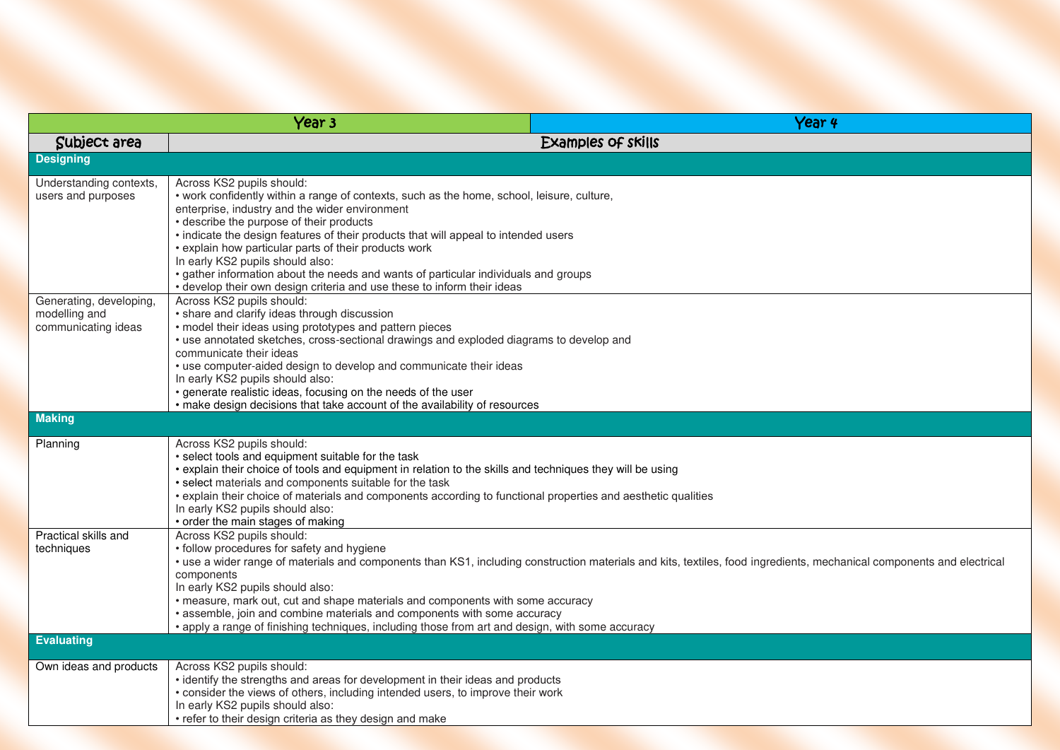| Year 3 | Year 4 |
|---|---|
| **Subject area** | **Examples of skills** |
| **Designing** | |
| Understanding contexts, users and purposes | Across KS2 pupils should:<br>• work confidently within a range of contexts, such as the home, school, leisure, culture, enterprise, industry and the wider environment<br>• describe the purpose of their products<br>• indicate the design features of their products that will appeal to intended users<br>• explain how particular parts of their products work<br>In early KS2 pupils should also:<br>• gather information about the needs and wants of particular individuals and groups<br>• develop their own design criteria and use these to inform their ideas |
| Generating, developing, modelling and communicating ideas | Across KS2 pupils should:<br>• share and clarify ideas through discussion<br>• model their ideas using prototypes and pattern pieces<br>• use annotated sketches, cross-sectional drawings and exploded diagrams to develop and communicate their ideas<br>• use computer-aided design to develop and communicate their ideas<br>In early KS2 pupils should also:<br>• generate realistic ideas, focusing on the needs of the user<br>• make design decisions that take account of the availability of resources |
| **Making** | |
| Planning | Across KS2 pupils should:<br>• select tools and equipment suitable for the task<br>• explain their choice of tools and equipment in relation to the skills and techniques they will be using<br>• select materials and components suitable for the task<br>• explain their choice of materials and components according to functional properties and aesthetic qualities<br>In early KS2 pupils should also:<br>• order the main stages of making |
| Practical skills and techniques | Across KS2 pupils should:<br>• follow procedures for safety and hygiene<br>• use a wider range of materials and components than KS1, including construction materials and kits, textiles, food ingredients, mechanical components and electrical components<br>In early KS2 pupils should also:<br>• measure, mark out, cut and shape materials and components with some accuracy<br>• assemble, join and combine materials and components with some accuracy<br>• apply a range of finishing techniques, including those from art and design, with some accuracy |
| **Evaluating** | |
| Own ideas and products | Across KS2 pupils should:<br>• identify the strengths and areas for development in their ideas and products<br>• consider the views of others, including intended users, to improve their work<br>In early KS2 pupils should also:<br>• refer to their design criteria as they design and make |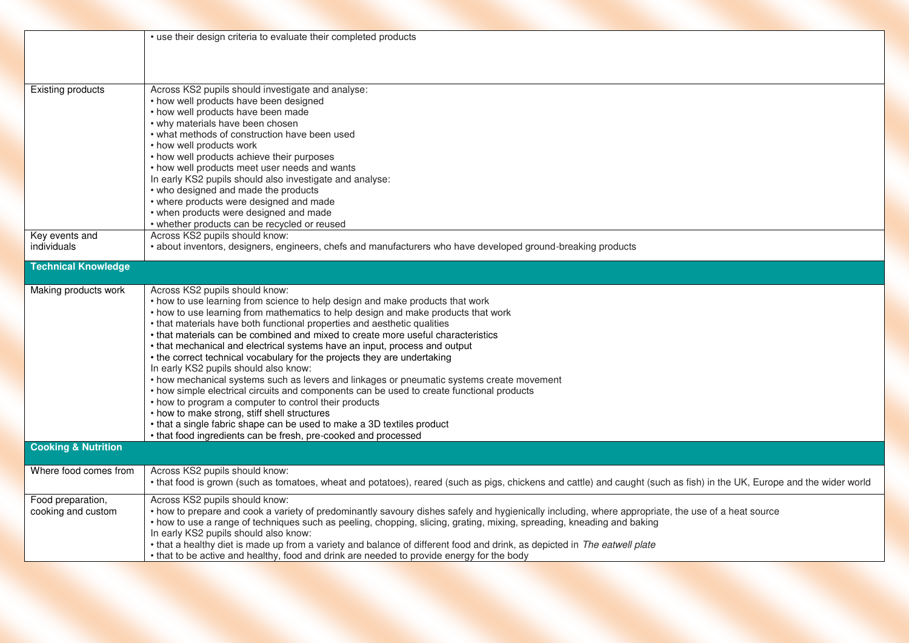| | |
|---|---|
| | • use their design criteria to evaluate their completed products |
| Existing products | Across KS2 pupils should investigate and analyse:<br>• how well products have been designed<br>• how well products have been made<br>• why materials have been chosen<br>• what methods of construction have been used<br>• how well products work<br>• how well products achieve their purposes<br>• how well products meet user needs and wants<br>In early KS2 pupils should also investigate and analyse:<br>• who designed and made the products<br>• where products were designed and made<br>• when products were designed and made<br>• whether products can be recycled or reused |
| Key events and individuals | Across KS2 pupils should know:<br>• about inventors, designers, engineers, chefs and manufacturers who have developed ground-breaking products |
| **Technical Knowledge** | |
| Making products work | Across KS2 pupils should know:<br>• how to use learning from science to help design and make products that work<br>• how to use learning from mathematics to help design and make products that work<br>• that materials have both functional properties and aesthetic qualities<br>• that materials can be combined and mixed to create more useful characteristics<br>• that mechanical and electrical systems have an input, process and output<br>• the correct technical vocabulary for the projects they are undertaking<br>In early KS2 pupils should also know:<br>• how mechanical systems such as levers and linkages or pneumatic systems create movement<br>• how simple electrical circuits and components can be used to create functional products<br>• how to program a computer to control their products<br>• how to make strong, stiff shell structures<br>• that a single fabric shape can be used to make a 3D textiles product<br>• that food ingredients can be fresh, pre-cooked and processed |
| **Cooking & Nutrition** | |
| Where food comes from | Across KS2 pupils should know:<br>• that food is grown (such as tomatoes, wheat and potatoes), reared (such as pigs, chickens and cattle) and caught (such as fish) in the UK, Europe and the wider world |
| Food preparation, cooking and custom | Across KS2 pupils should know:<br>• how to prepare and cook a variety of predominantly savoury dishes safely and hygienically including, where appropriate, the use of a heat source<br>• how to use a range of techniques such as peeling, chopping, slicing, grating, mixing, spreading, kneading and baking<br>In early KS2 pupils should also know:<br>• that a healthy diet is made up from a variety and balance of different food and drink, as depicted in *The eatwell plate*<br>• that to be active and healthy, food and drink are needed to provide energy for the body |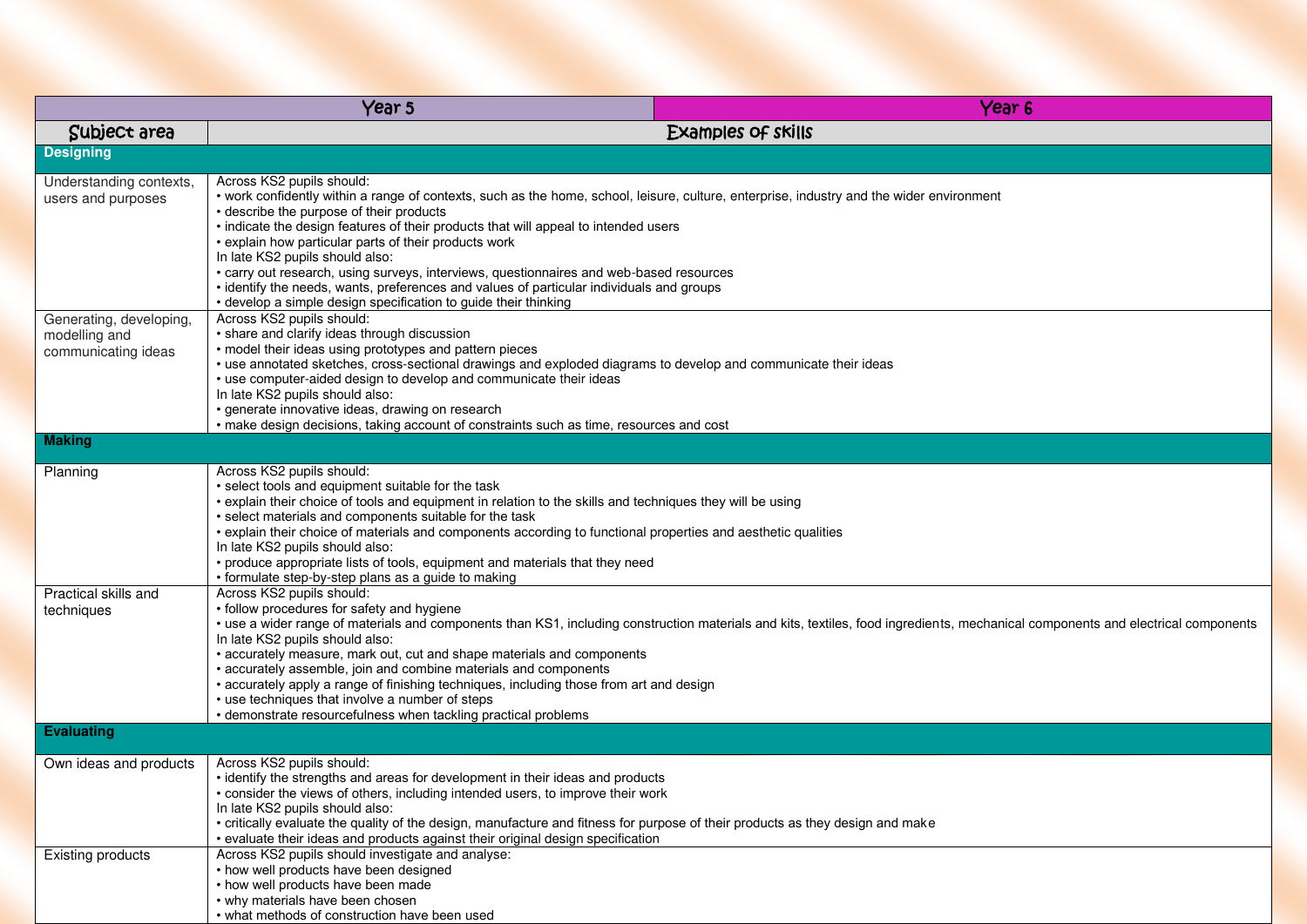| Year 5 | Year 6 |
|---|---|
| **Subject area** | **Examples of skills** |
| **Designing** | |
| Understanding contexts, users and purposes | Across KS2 pupils should:<br>• work confidently within a range of contexts, such as the home, school, leisure, culture, enterprise, industry and the wider environment<br>• describe the purpose of their products<br>• indicate the design features of their products that will appeal to intended users<br>• explain how particular parts of their products work<br>In late KS2 pupils should also:<br>• carry out research, using surveys, interviews, questionnaires and web-based resources<br>• identify the needs, wants, preferences and values of particular individuals and groups<br>• develop a simple design specification to guide their thinking |
| Generating, developing, modelling and communicating ideas | Across KS2 pupils should:<br>• share and clarify ideas through discussion<br>• model their ideas using prototypes and pattern pieces<br>• use annotated sketches, cross-sectional drawings and exploded diagrams to develop and communicate their ideas<br>• use computer-aided design to develop and communicate their ideas<br>In late KS2 pupils should also:<br>• generate innovative ideas, drawing on research<br>• make design decisions, taking account of constraints such as time, resources and cost |
| **Making** | |
| Planning | Across KS2 pupils should:<br>• select tools and equipment suitable for the task<br>• explain their choice of tools and equipment in relation to the skills and techniques they will be using<br>• select materials and components suitable for the task<br>• explain their choice of materials and components according to functional properties and aesthetic qualities<br>In late KS2 pupils should also:<br>• produce appropriate lists of tools, equipment and materials that they need<br>• formulate step-by-step plans as a guide to making |
| Practical skills and techniques | Across KS2 pupils should:<br>• follow procedures for safety and hygiene<br>• use a wider range of materials and components than KS1, including construction materials and kits, textiles, food ingredients, mechanical components and electrical components<br>In late KS2 pupils should also:<br>• accurately measure, mark out, cut and shape materials and components<br>• accurately assemble, join and combine materials and components<br>• accurately apply a range of finishing techniques, including those from art and design<br>• use techniques that involve a number of steps<br>• demonstrate resourcefulness when tackling practical problems |
| **Evaluating** | |
| Own ideas and products | Across KS2 pupils should:<br>• identify the strengths and areas for development in their ideas and products<br>• consider the views of others, including intended users, to improve their work<br>In late KS2 pupils should also:<br>• critically evaluate the quality of the design, manufacture and fitness for purpose of their products as they design and make<br>• evaluate their ideas and products against their original design specification |
| Existing products | Across KS2 pupils should investigate and analyse:<br>• how well products have been designed<br>• how well products have been made<br>• why materials have been chosen<br>• what methods of construction have been used |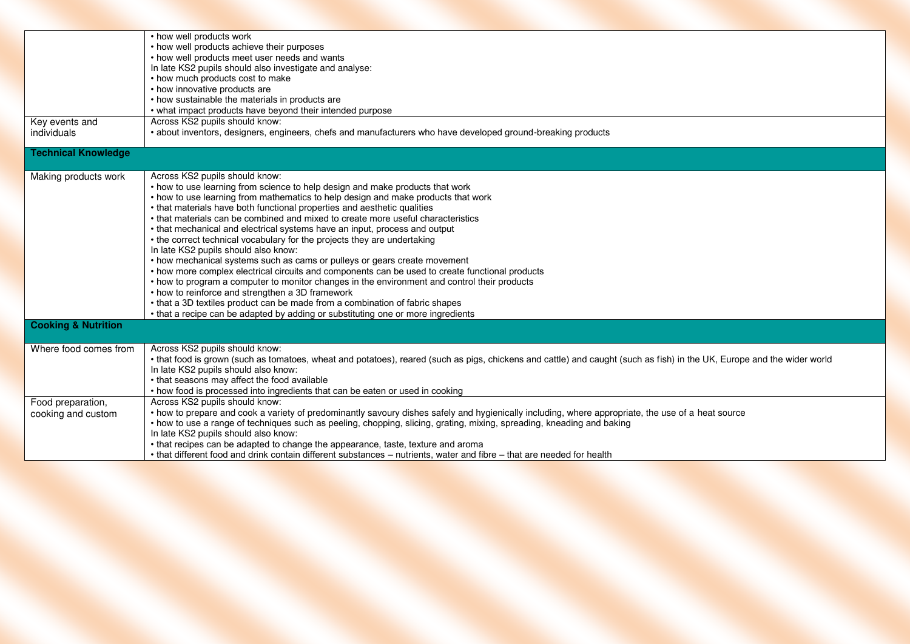| | |
|---|---|
| | • how well products work<br>• how well products achieve their purposes<br>• how well products meet user needs and wants<br>In late KS2 pupils should also investigate and analyse:<br>• how much products cost to make<br>• how innovative products are<br>• how sustainable the materials in products are<br>• what impact products have beyond their intended purpose |
| Key events and individuals | Across KS2 pupils should know:<br>• about inventors, designers, engineers, chefs and manufacturers who have developed ground-breaking products |
| **Technical Knowledge** | |
| Making products work | Across KS2 pupils should know:<br>• how to use learning from science to help design and make products that work<br>• how to use learning from mathematics to help design and make products that work<br>• that materials have both functional properties and aesthetic qualities<br>• that materials can be combined and mixed to create more useful characteristics<br>• that mechanical and electrical systems have an input, process and output<br>• the correct technical vocabulary for the projects they are undertaking<br>In late KS2 pupils should also know:<br>• how mechanical systems such as cams or pulleys or gears create movement<br>• how more complex electrical circuits and components can be used to create functional products<br>• how to program a computer to monitor changes in the environment and control their products<br>• how to reinforce and strengthen a 3D framework<br>• that a 3D textiles product can be made from a combination of fabric shapes<br>• that a recipe can be adapted by adding or substituting one or more ingredients |
| **Cooking & Nutrition** | |
| Where food comes from | Across KS2 pupils should know:<br>• that food is grown (such as tomatoes, wheat and potatoes), reared (such as pigs, chickens and cattle) and caught (such as fish) in the UK, Europe and the wider world<br>In late KS2 pupils should also know:<br>• that seasons may affect the food available<br>• how food is processed into ingredients that can be eaten or used in cooking |
| Food preparation, cooking and custom | Across KS2 pupils should know:<br>• how to prepare and cook a variety of predominantly savoury dishes safely and hygienically including, where appropriate, the use of a heat source<br>• how to use a range of techniques such as peeling, chopping, slicing, grating, mixing, spreading, kneading and baking<br>In late KS2 pupils should also know:<br>• that recipes can be adapted to change the appearance, taste, texture and aroma<br>• that different food and drink contain different substances – nutrients, water and fibre – that are needed for health |